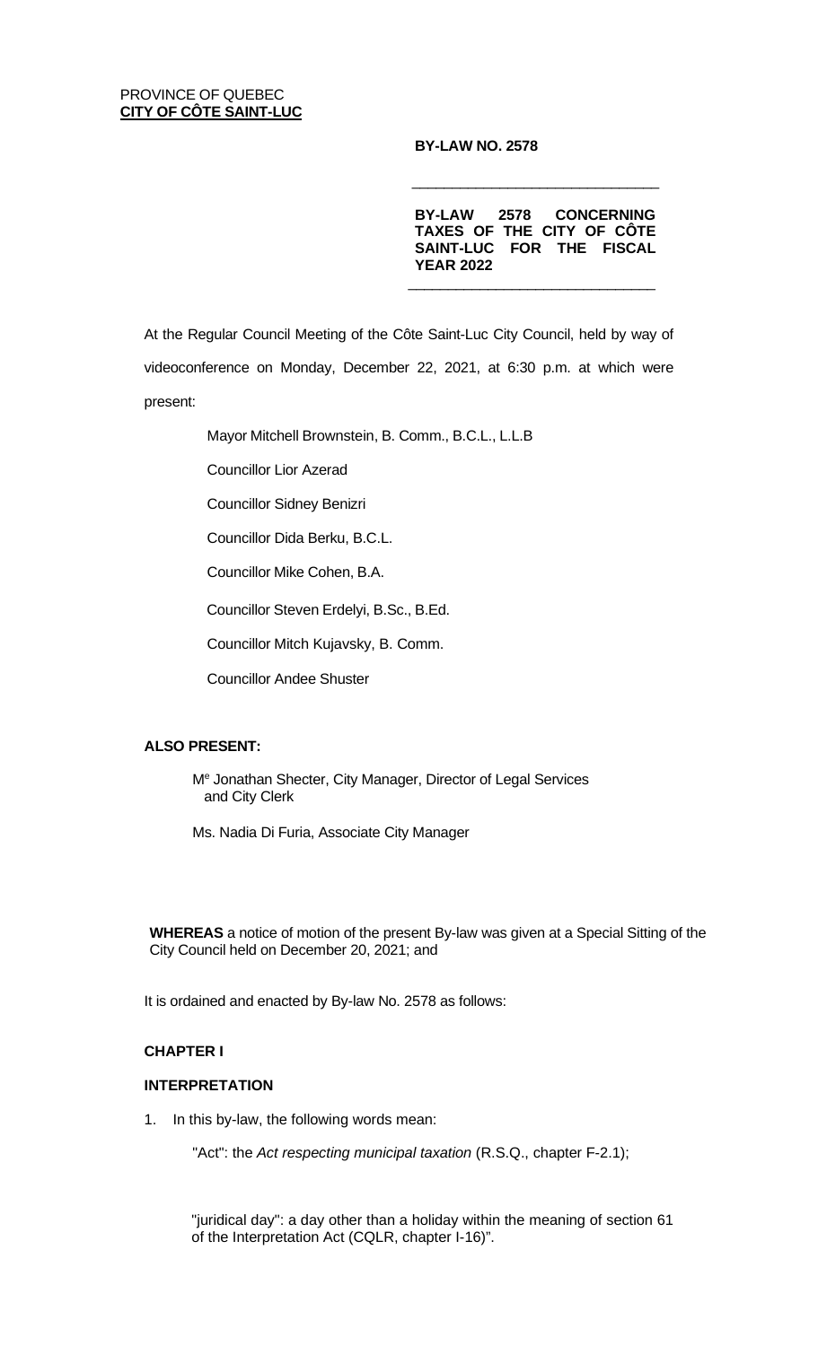PROVINCE OF QUEBEC
**CITY OF CÔTE SAINT-LUC**

**BY-LAW NO. 2578**

---

**BY-LAW 2578 CONCERNING TAXES OF THE CITY OF CÔTE SAINT-LUC FOR THE FISCAL YEAR 2022**

---

At the Regular Council Meeting of the Côte Saint-Luc City Council, held by way of videoconference on Monday, December 22, 2021, at 6:30 p.m. at which were present:

Mayor Mitchell Brownstein, B. Comm., B.C.L., L.L.B

Councillor Lior Azerad

Councillor Sidney Benizri

Councillor Dida Berku, B.C.L.

Councillor Mike Cohen, B.A.

Councillor Steven Erdelyi, B.Sc., B.Ed.

Councillor Mitch Kujavsky, B. Comm.

Councillor Andee Shuster

**ALSO PRESENT:**

M[e] Jonathan Shecter, City Manager, Director of Legal Services and City Clerk

Ms. Nadia Di Furia, Associate City Manager

**WHEREAS** a notice of motion of the present By-law was given at a Special Sitting of the City Council held on December 20, 2021; and

It is ordained and enacted by By-law No. 2578 as follows:

**CHAPTER I**

**INTERPRETATION**

1. In this by-law, the following words mean:

   "Act": the *Act respecting municipal taxation* (R.S.Q., chapter F-2.1);

   "juridical day": a day other than a holiday within the meaning of section 61 of the Interpretation Act (CQLR, chapter I-16)".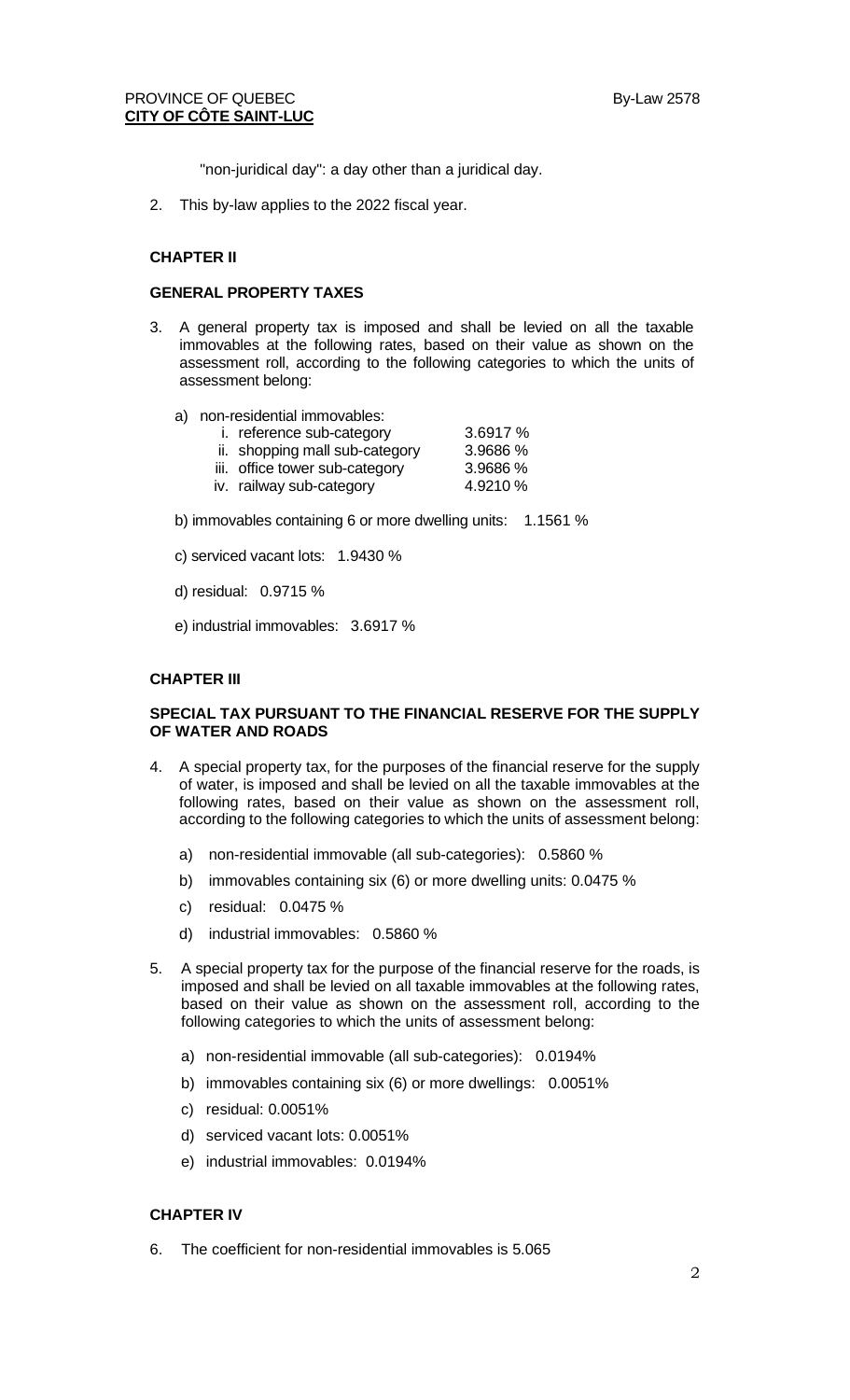"non-juridical day": a day other than a juridical day.

2. This by-law applies to the 2022 fiscal year.

## CHAPTER II

## GENERAL PROPERTY TAXES

3. A general property tax is imposed and shall be levied on all the taxable immovables at the following rates, based on their value as shown on the assessment roll, according to the following categories to which the units of assessment belong:

   a) non-residential immovables:
      i. reference sub-category 3.6917 %
      ii. shopping mall sub-category 3.9686 %
      iii. office tower sub-category 3.9686 %
      iv. railway sub-category 4.9210 %

   b) immovables containing 6 or more dwelling units: 1.1561 %

   c) serviced vacant lots: 1.9430 %

   d) residual: 0.9715 %

   e) industrial immovables: 3.6917 %

## CHAPTER III

## SPECIAL TAX PURSUANT TO THE FINANCIAL RESERVE FOR THE SUPPLY OF WATER AND ROADS

4. A special property tax, for the purposes of the financial reserve for the supply of water, is imposed and shall be levied on all the taxable immovables at the following rates, based on their value as shown on the assessment roll, according to the following categories to which the units of assessment belong:

   a) non-residential immovable (all sub-categories): 0.5860 %
   b) immovables containing six (6) or more dwelling units: 0.0475 %
   c) residual: 0.0475 %
   d) industrial immovables: 0.5860 %

5. A special property tax for the purpose of the financial reserve for the roads, is imposed and shall be levied on all taxable immovables at the following rates, based on their value as shown on the assessment roll, according to the following categories to which the units of assessment belong:

   a) non-residential immovable (all sub-categories): 0.0194%
   b) immovables containing six (6) or more dwellings: 0.0051%
   c) residual: 0.0051%
   d) serviced vacant lots: 0.0051%
   e) industrial immovables: 0.0194%

## CHAPTER IV

6. The coefficient for non-residential immovables is 5.065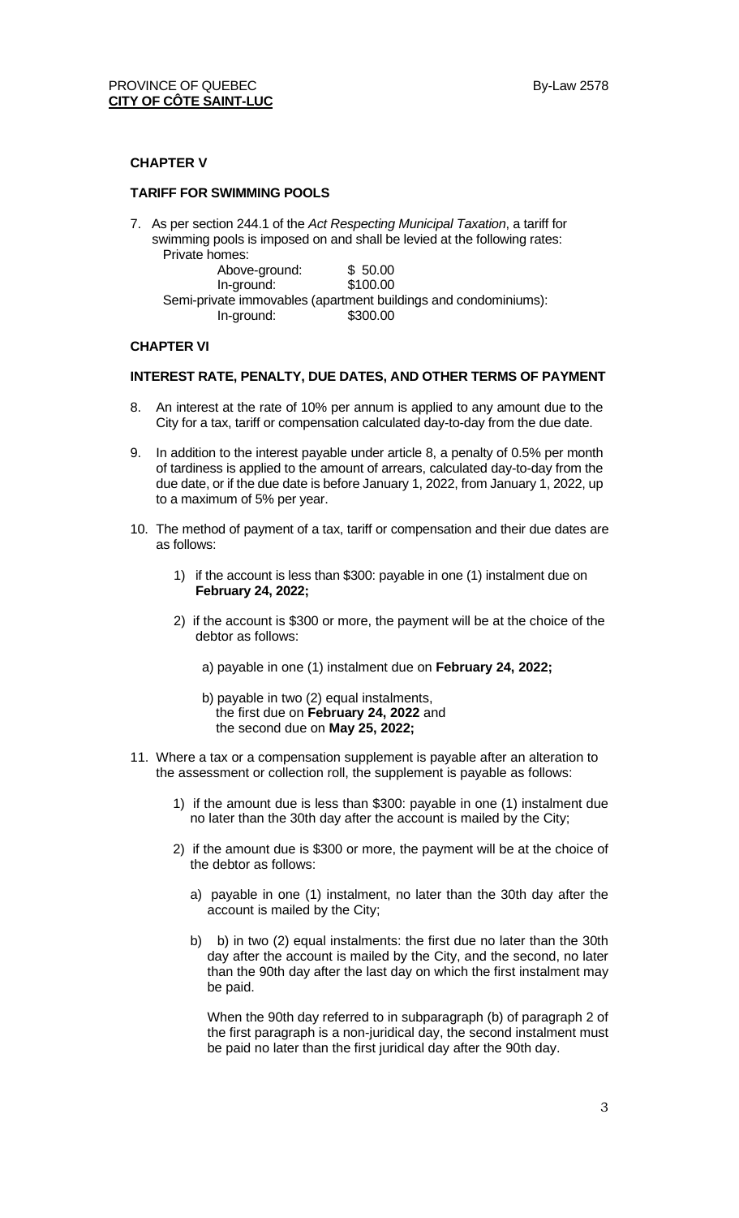PROVINCE OF QUEBEC
**CITY OF CÔTE SAINT-LUC**

By-Law 2578

## CHAPTER V

## TARIFF FOR SWIMMING POOLS

7. As per section 244.1 of the *Act Respecting Municipal Taxation*, a tariff for swimming pools is imposed on and shall be levied at the following rates:

   Private homes:

   | | |
   |---|---|
   | Above-ground: | $ 50.00 |
   | In-ground: | $100.00 |

   Semi-private immovables (apartment buildings and condominiums):

   | | |
   |---|---|
   | In-ground: | $300.00 |

## CHAPTER VI

## INTEREST RATE, PENALTY, DUE DATES, AND OTHER TERMS OF PAYMENT

8. An interest at the rate of 10% per annum is applied to any amount due to the City for a tax, tariff or compensation calculated day-to-day from the due date.

9. In addition to the interest payable under article 8, a penalty of 0.5% per month of tardiness is applied to the amount of arrears, calculated day-to-day from the due date, or if the due date is before January 1, 2022, from January 1, 2022, up to a maximum of 5% per year.

10. The method of payment of a tax, tariff or compensation and their due dates are as follows:

    1) if the account is less than $300: payable in one (1) instalment due on **February 24, 2022;**

    2) if the account is $300 or more, the payment will be at the choice of the debtor as follows:

       a) payable in one (1) instalment due on **February 24, 2022;**

       b) payable in two (2) equal instalments, the first due on **February 24, 2022** and the second due on **May 25, 2022;**

11. Where a tax or a compensation supplement is payable after an alteration to the assessment or collection roll, the supplement is payable as follows:

    1) if the amount due is less than $300: payable in one (1) instalment due no later than the 30th day after the account is mailed by the City;

    2) if the amount due is $300 or more, the payment will be at the choice of the debtor as follows:

       a) payable in one (1) instalment, no later than the 30th day after the account is mailed by the City;

       b) b) in two (2) equal instalments: the first due no later than the 30th day after the account is mailed by the City, and the second, no later than the 90th day after the last day on which the first instalment may be paid.

       When the 90th day referred to in subparagraph (b) of paragraph 2 of the first paragraph is a non-juridical day, the second instalment must be paid no later than the first juridical day after the 90th day.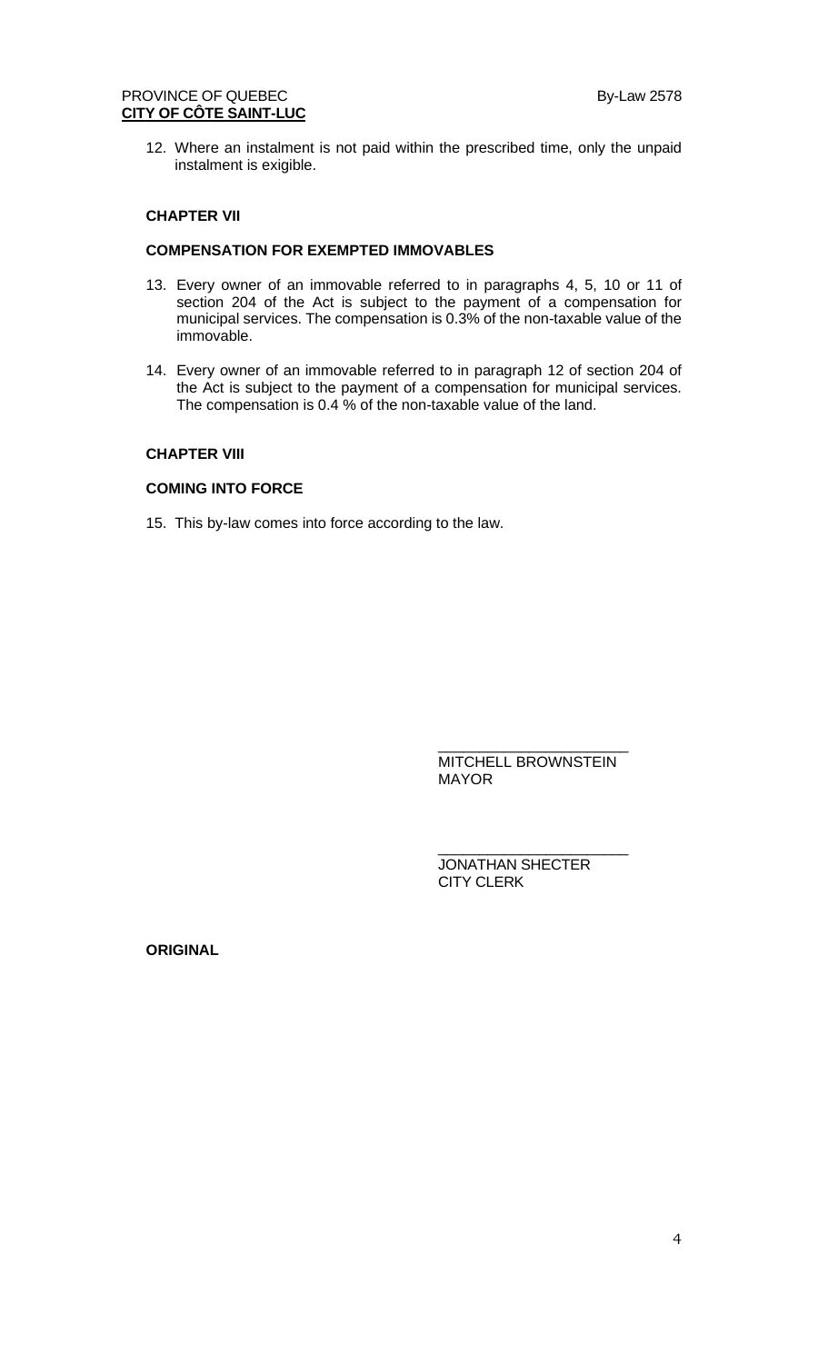12. Where an instalment is not paid within the prescribed time, only the unpaid instalment is exigible.

**CHAPTER VII**

**COMPENSATION FOR EXEMPTED IMMOVABLES**

13. Every owner of an immovable referred to in paragraphs 4, 5, 10 or 11 of section 204 of the Act is subject to the payment of a compensation for municipal services. The compensation is 0.3% of the non-taxable value of the immovable.

14. Every owner of an immovable referred to in paragraph 12 of section 204 of the Act is subject to the payment of a compensation for municipal services. The compensation is 0.4 % of the non-taxable value of the land.

**CHAPTER VIII**

**COMING INTO FORCE**

15. This by-law comes into force according to the law.

_______________________
MITCHELL BROWNSTEIN
MAYOR

_______________________
JONATHAN SHECTER
CITY CLERK

**ORIGINAL**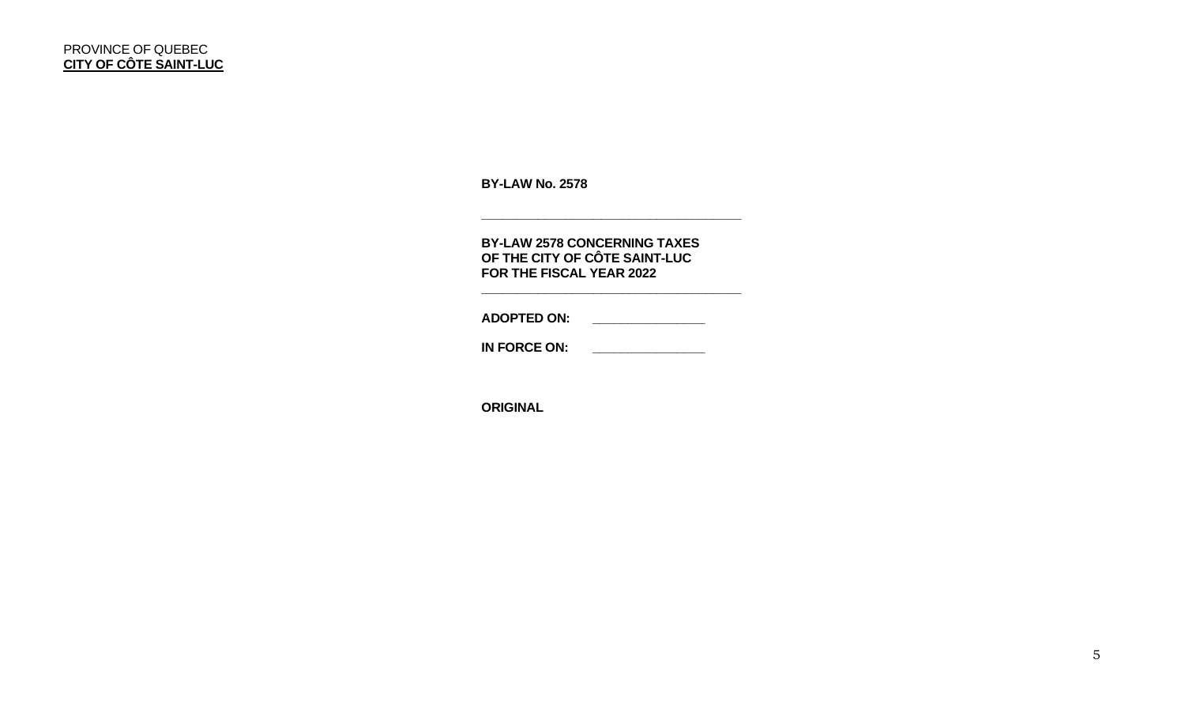PROVINCE OF QUEBEC
**<u>CITY OF CÔTE SAINT-LUC</u>**

**BY-LAW No. 2578**

---

**BY-LAW 2578 CONCERNING TAXES OF THE CITY OF CÔTE SAINT-LUC FOR THE FISCAL YEAR 2022**

---

**ADOPTED ON:** ______________

**IN FORCE ON:** ______________

**ORIGINAL**